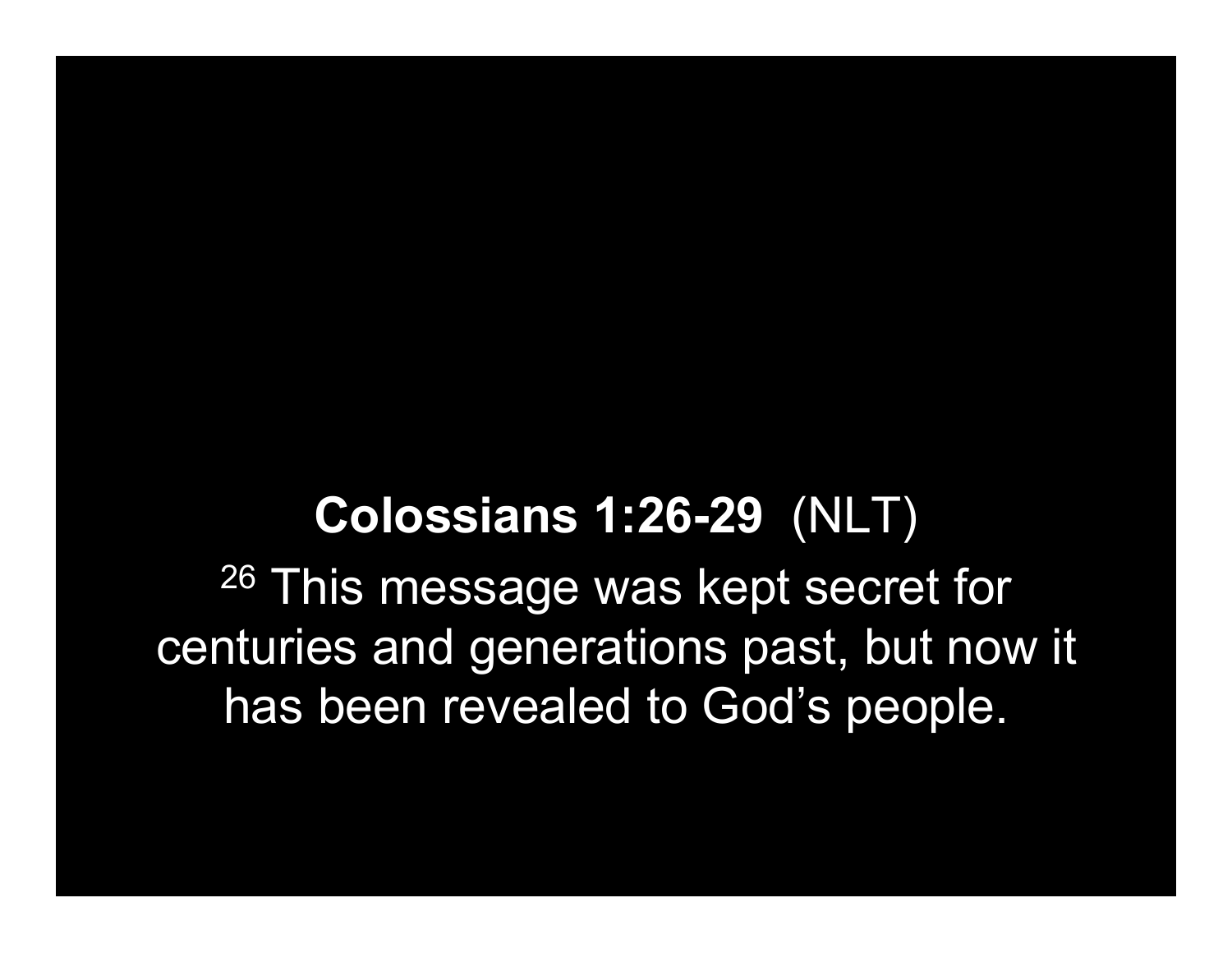**Colossians 1:26-29** (NLT)

[26] This message was kept secret for centuries and generations past, but now it has been revealed to God's people.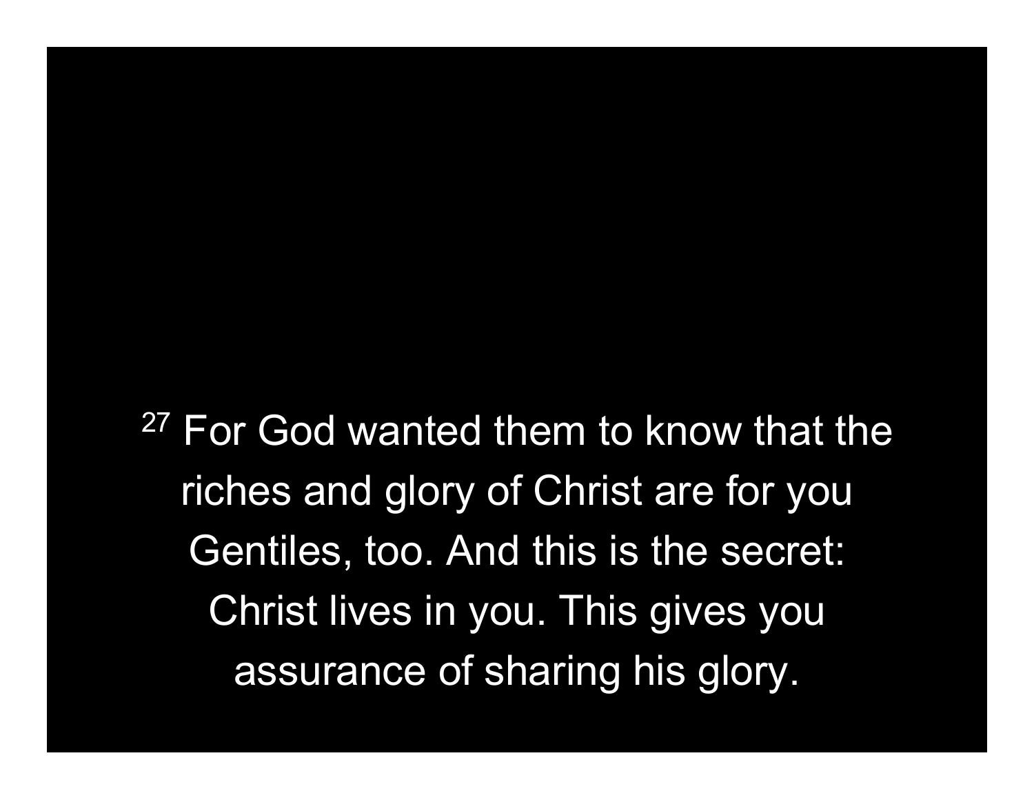[27] For God wanted them to know that the riches and glory of Christ are for you Gentiles, too. And this is the secret: Christ lives in you. This gives you assurance of sharing his glory.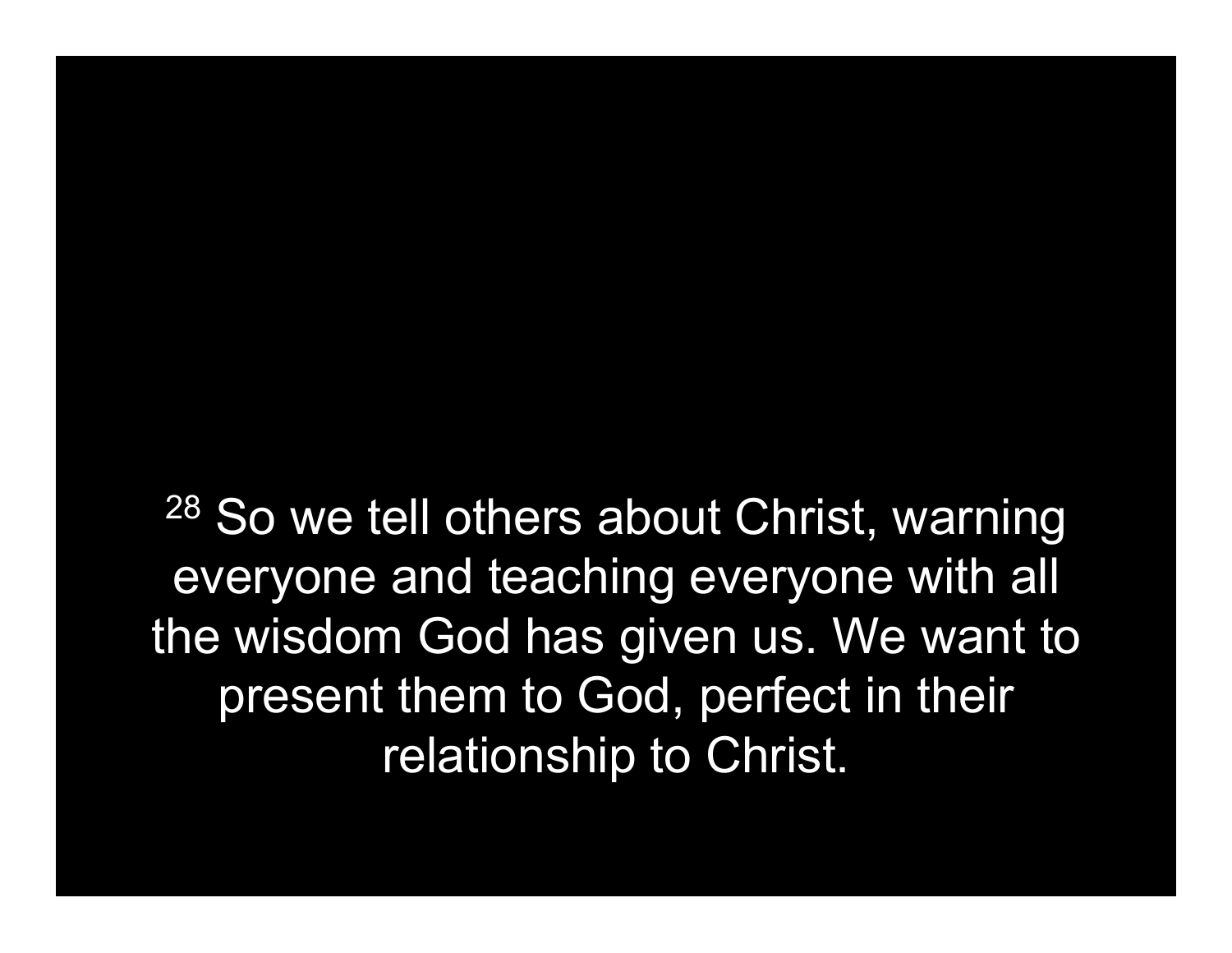[28] So we tell others about Christ, warning everyone and teaching everyone with all the wisdom God has given us. We want to present them to God, perfect in their relationship to Christ.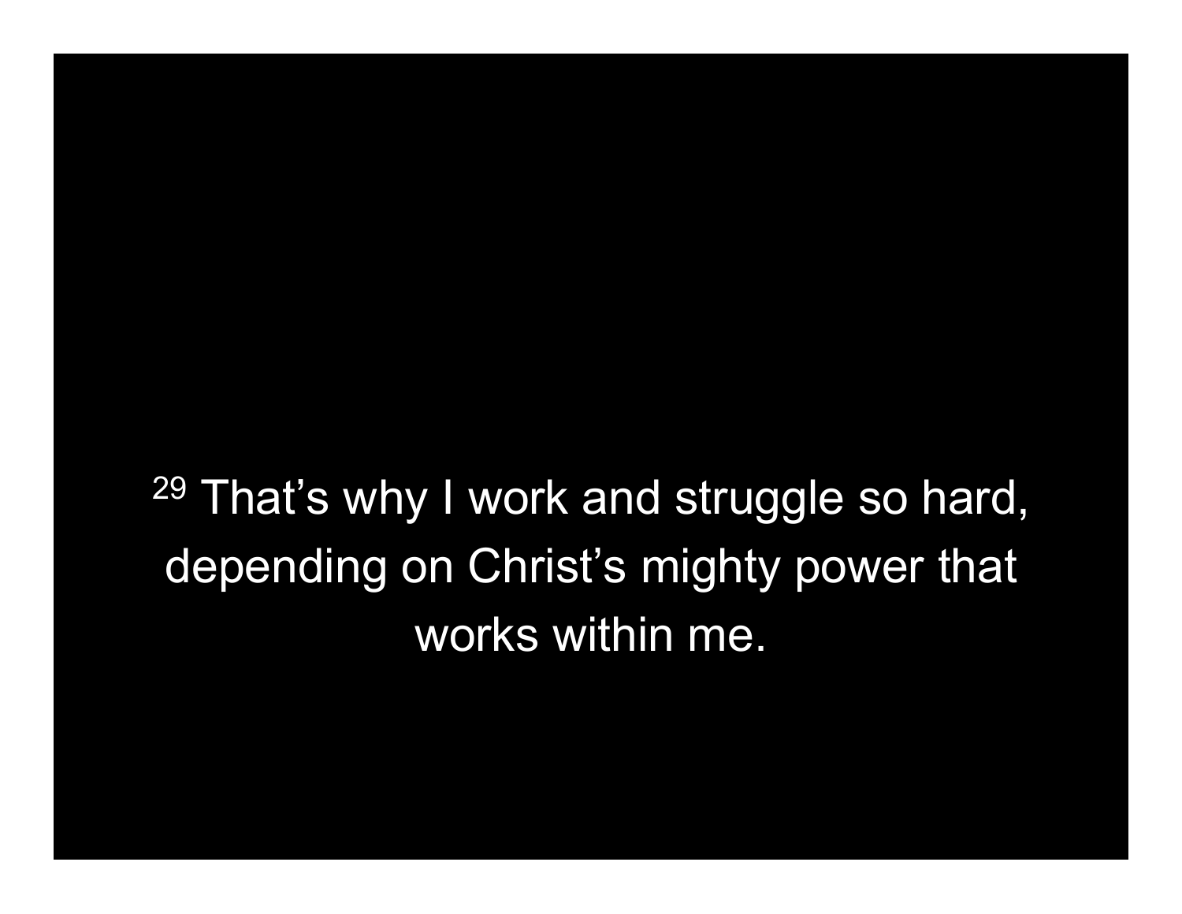[29] That’s why I work and struggle so hard, depending on Christ’s mighty power that works within me.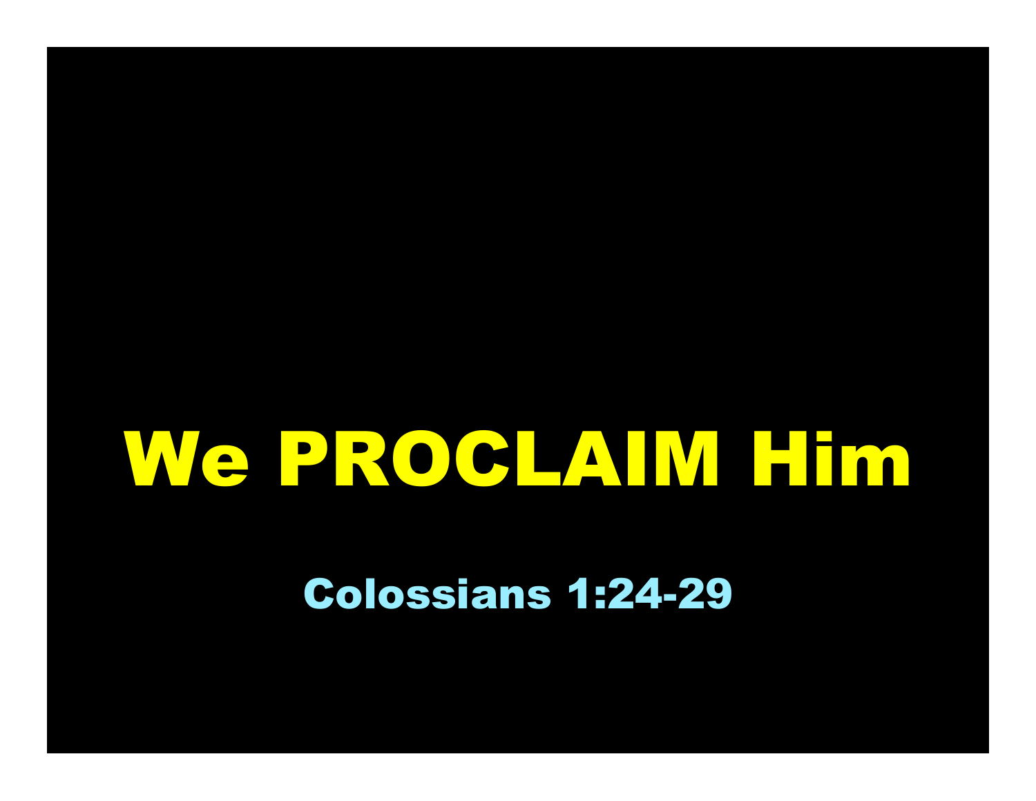# We PROCLAIM Him

Colossians 1:24-29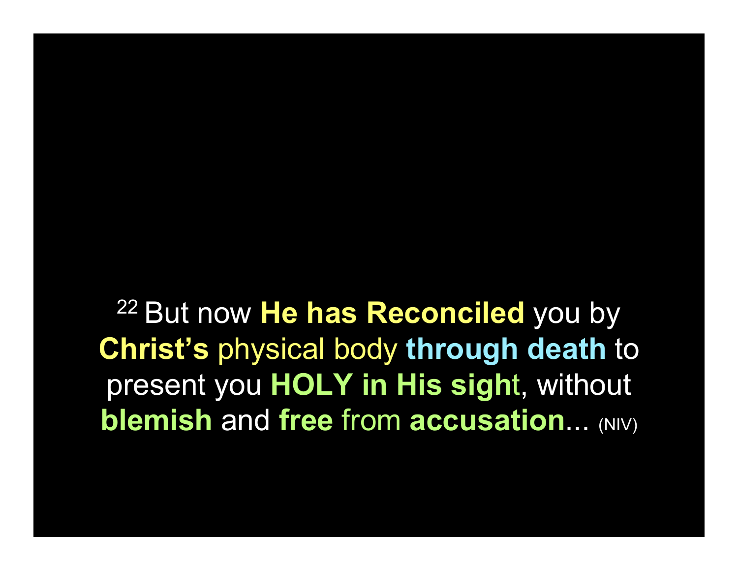[22] But now **He has Reconciled** you by **Christ's** physical body **through death** to present you **HOLY in His sigh**t, without **blemish** and **free** from **accusation**... (NIV)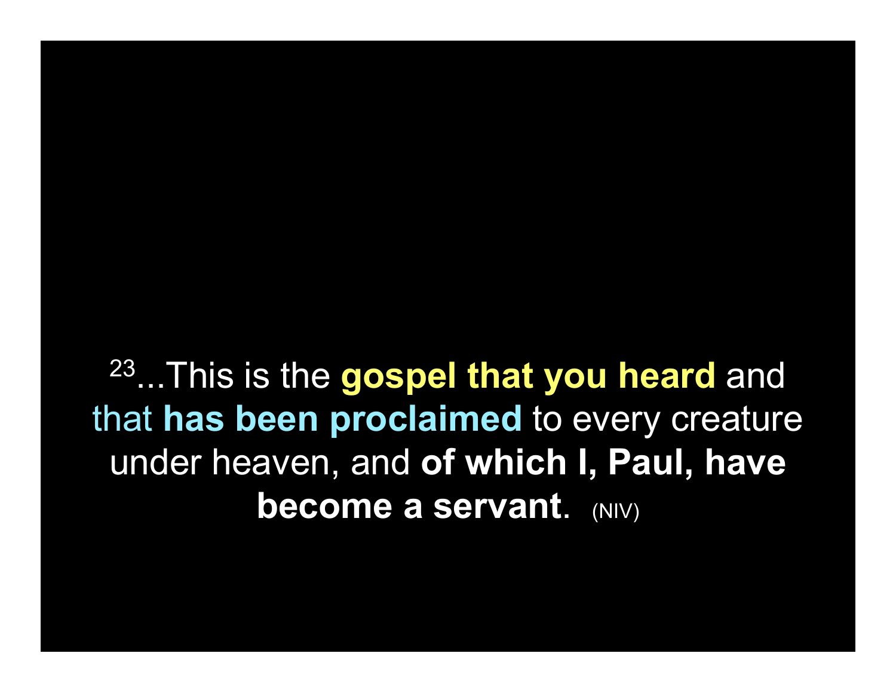[23]...This is the **gospel that you heard** and that **has been proclaimed** to every creature under heaven, and **of which I, Paul, have become a servant**. (NIV)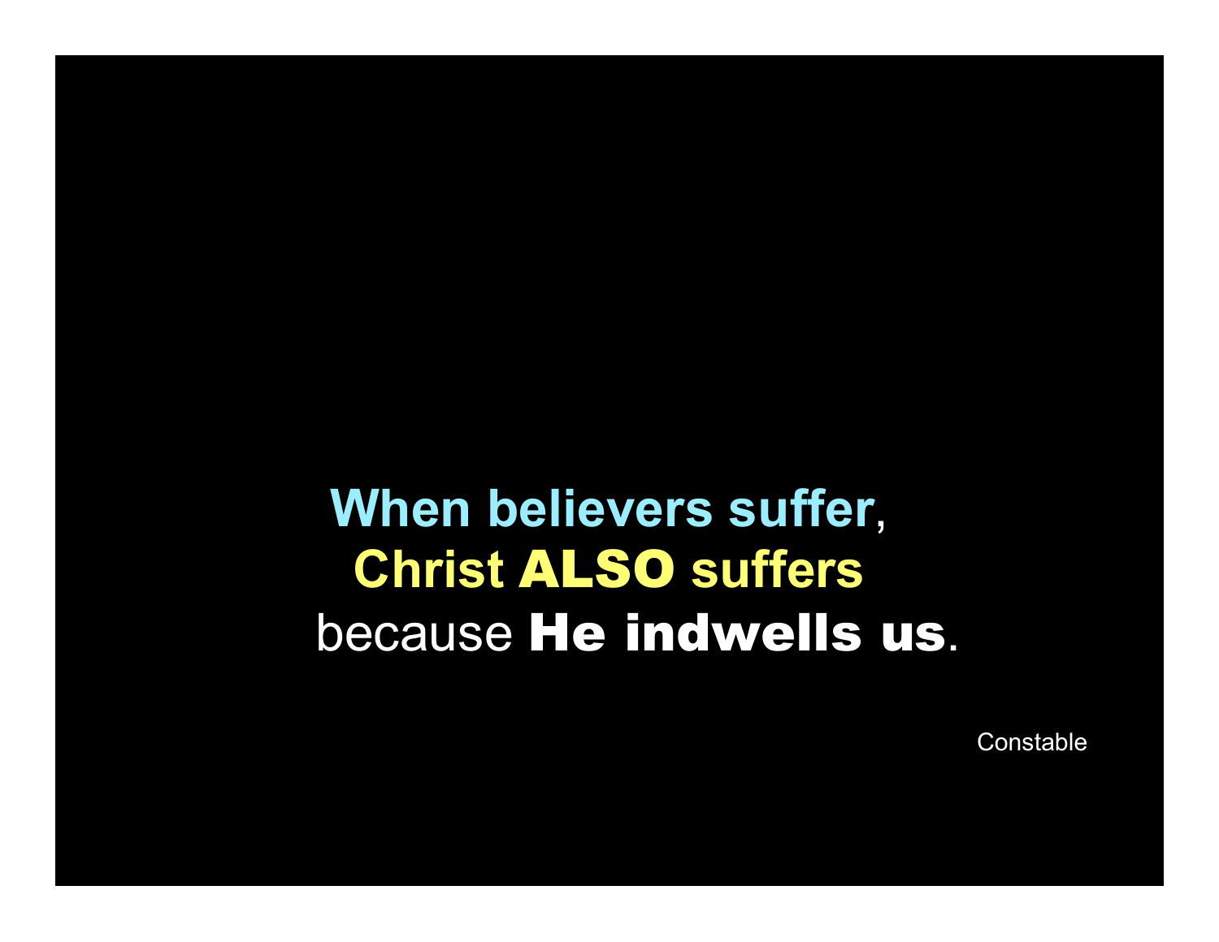**When believers suffer**,
**Christ ALSO suffers**
because **He indwells us**.

Constable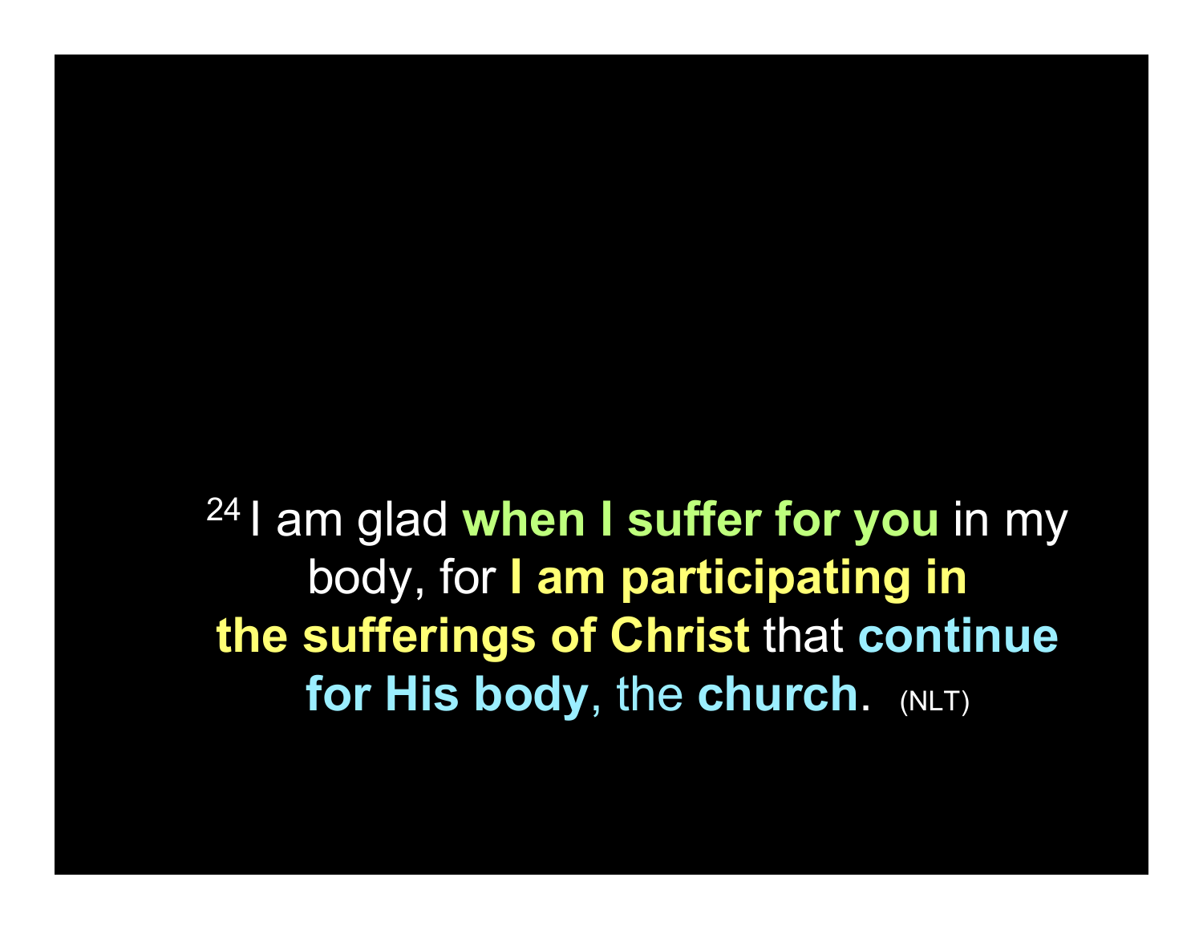[24] I am glad **when I suffer for you** in my body, for **I am participating in the sufferings of Christ** that **continue for His body**, the **church**. (NLT)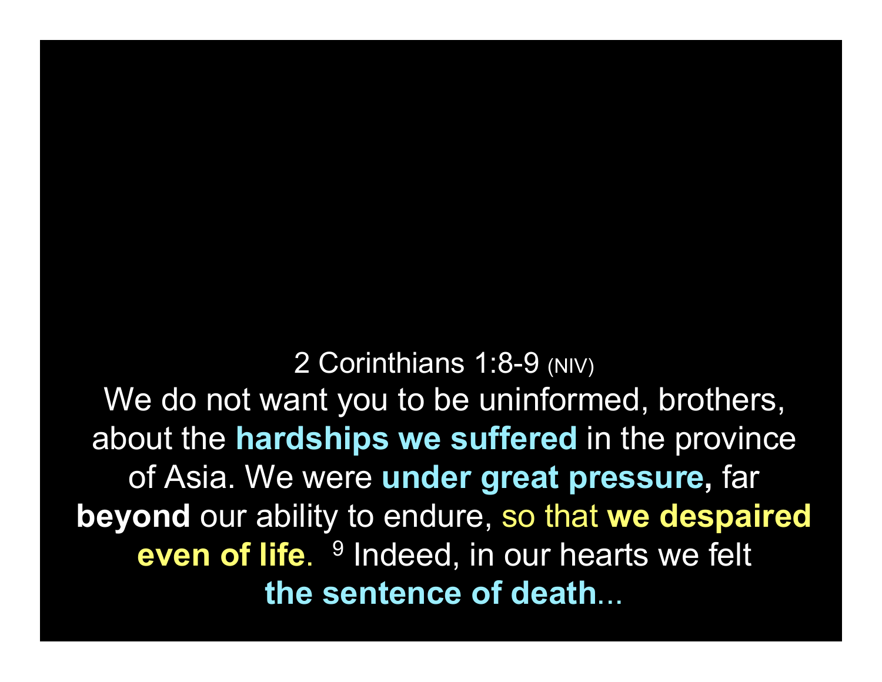2 Corinthians 1:8-9 (NIV)

We do not want you to be uninformed, brothers, about the **hardships we suffered** in the province of Asia. We were **under great pressure,** far **beyond** our ability to endure, so that **we despaired even of life**. [9] Indeed, in our hearts we felt **the sentence of death**...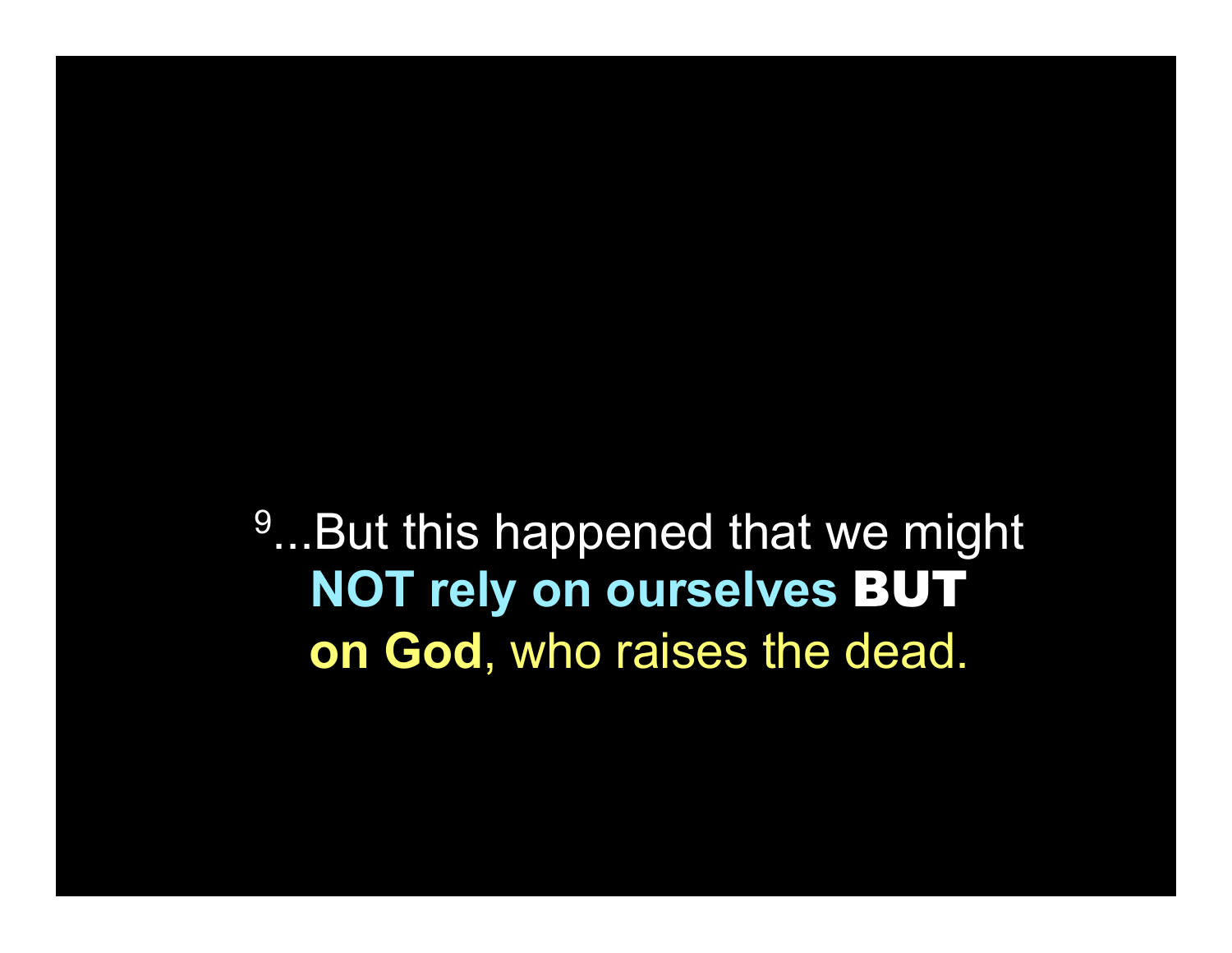[9]...But this happened that we might **NOT rely on ourselves** **BUT** **on God**, who raises the dead.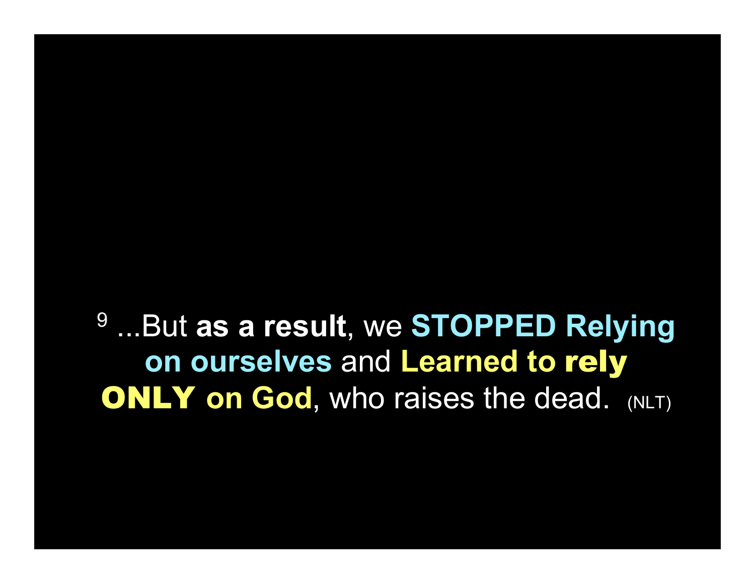[9] ...But **as a result**, we **STOPPED Relying on ourselves** and **Learned to rely ONLY on God**, who raises the dead. (NLT)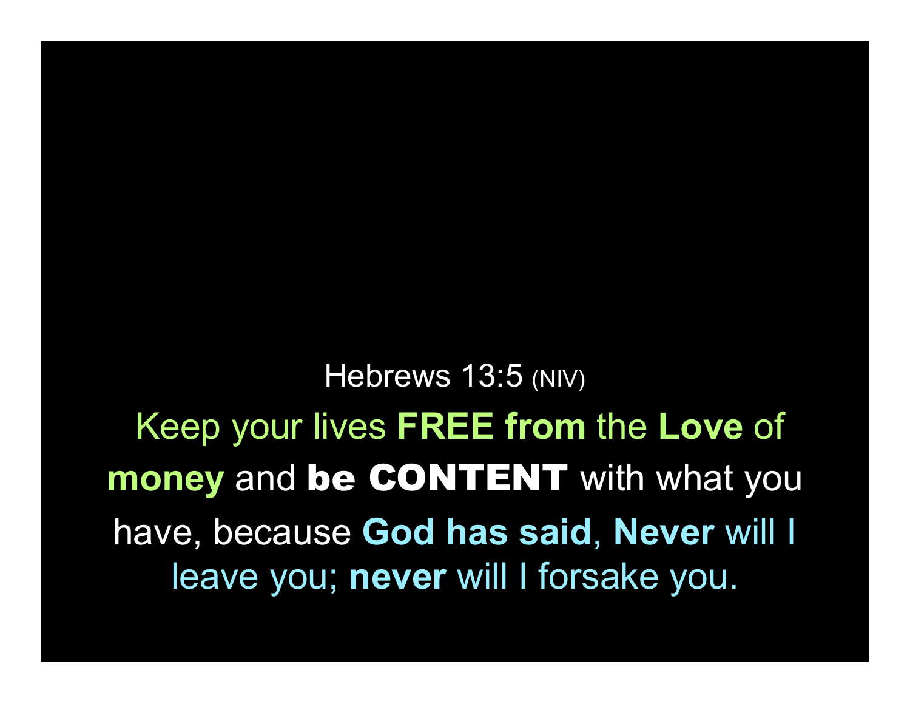Hebrews 13:5 (NIV)

Keep your lives **FREE from** the **Love** of **money** and **be CONTENT** with what you have, because **God has said**, **Never** will I leave you; **never** will I forsake you.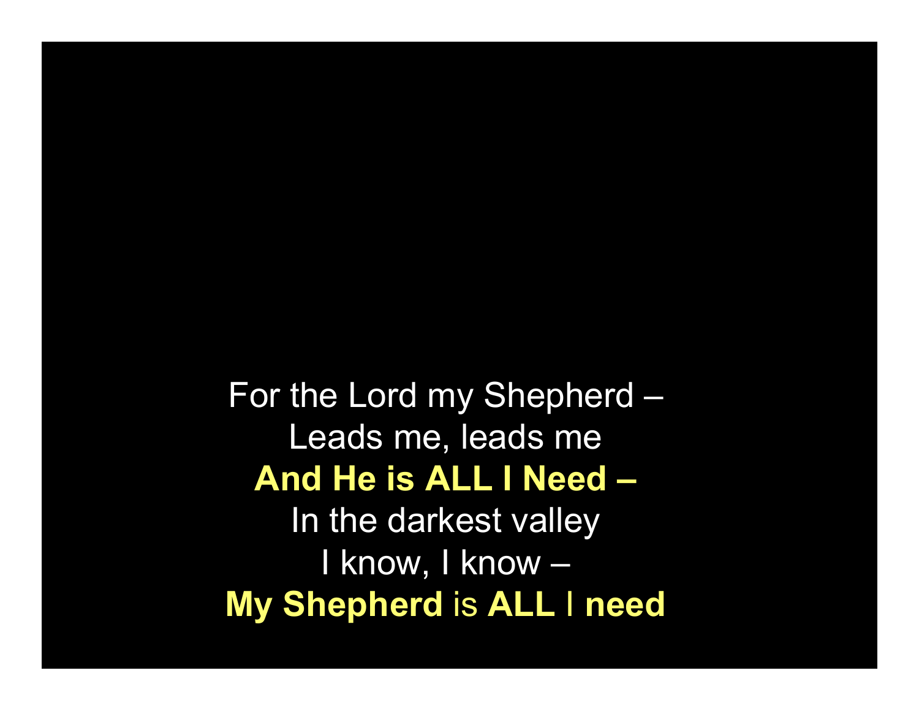For the Lord my Shepherd –
Leads me, leads me
**And He is ALL I Need –**
In the darkest valley
I know, I know –
**My Shepherd** is **ALL** I **need**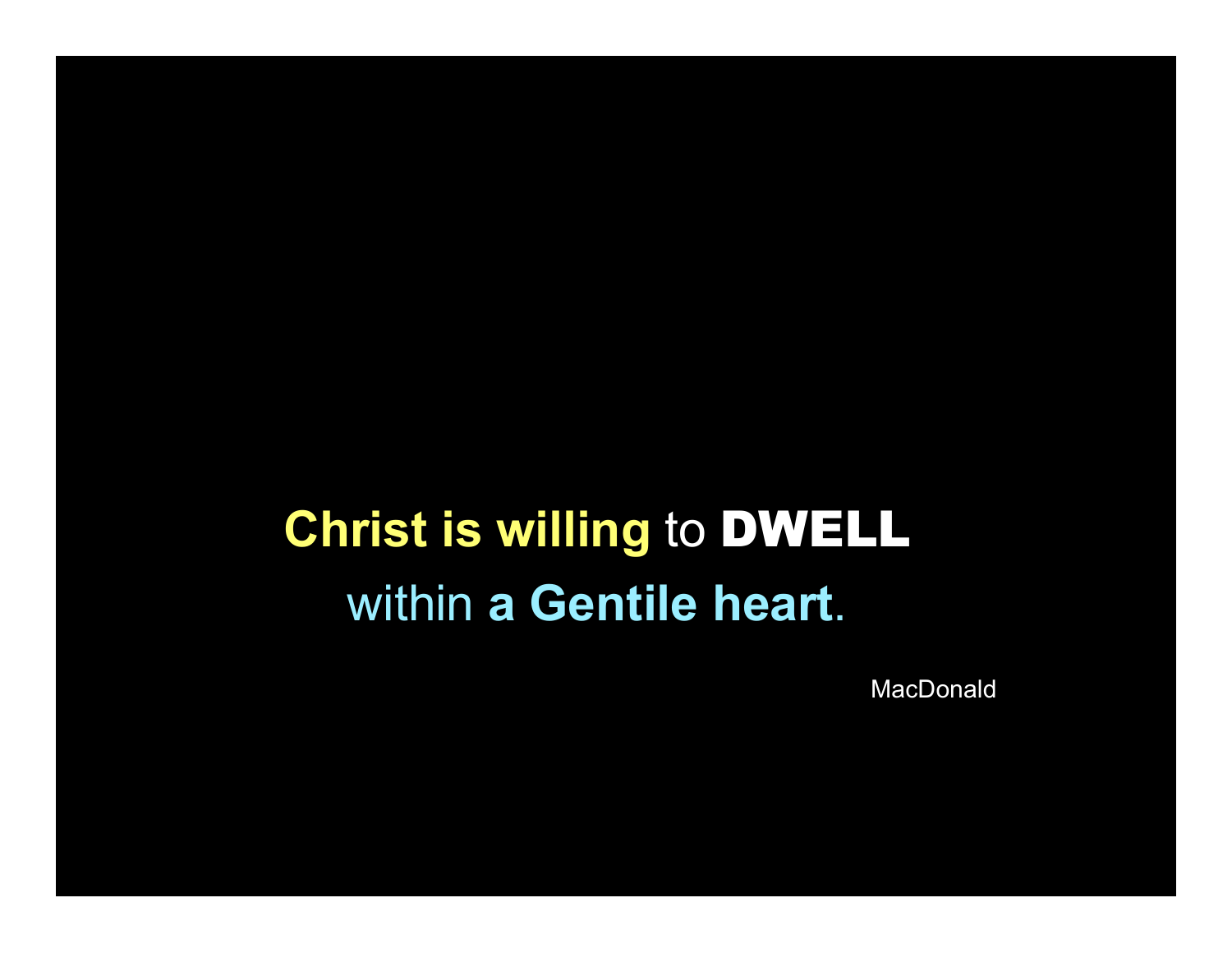**Christ is willing** to **DWELL**
within **a Gentile heart**.

MacDonald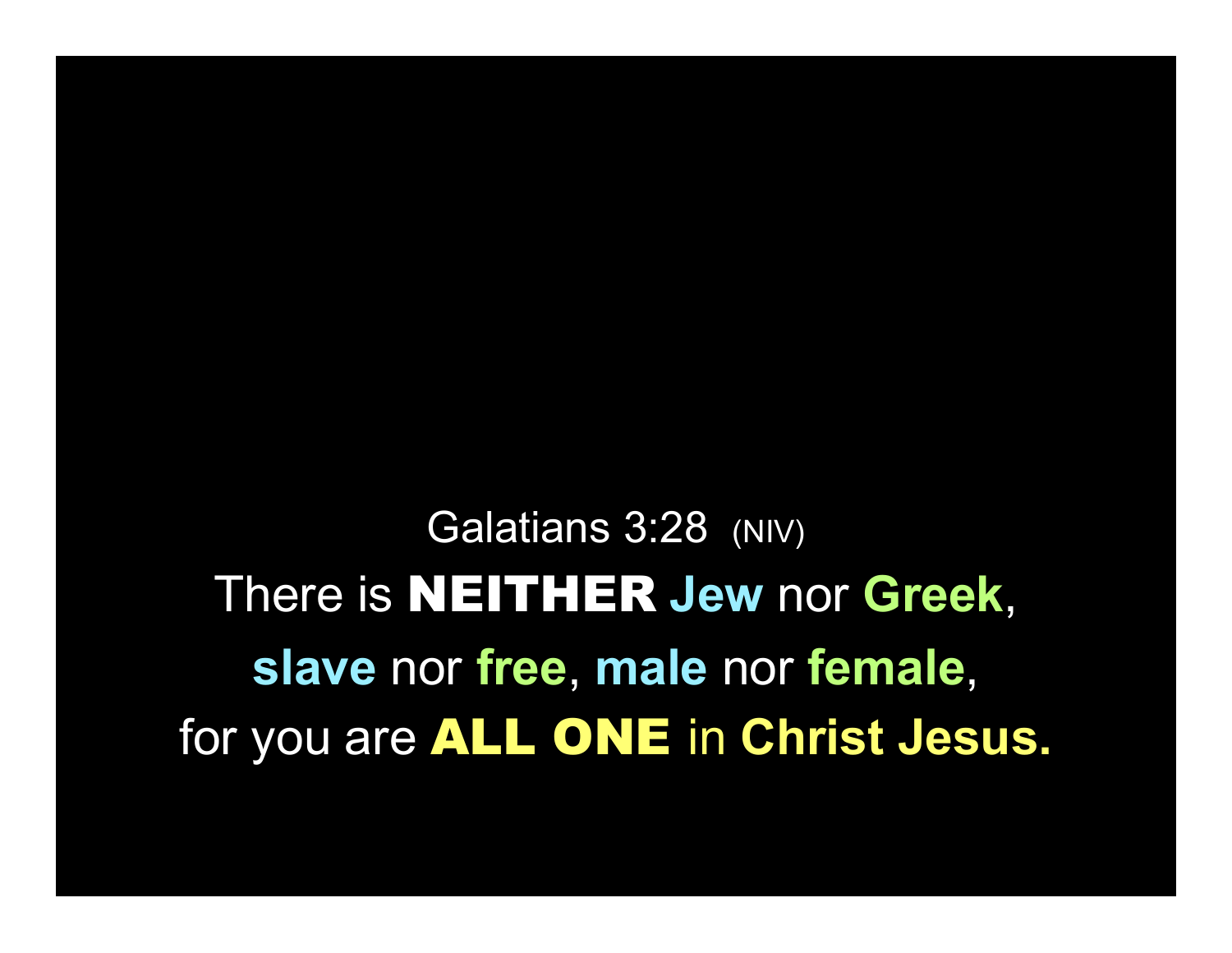Galatians 3:28 (NIV)

There is **NEITHER** **Jew** nor **Greek**,

**slave** nor **free**, **male** nor **female**,

for you are **ALL ONE** in **Christ Jesus.**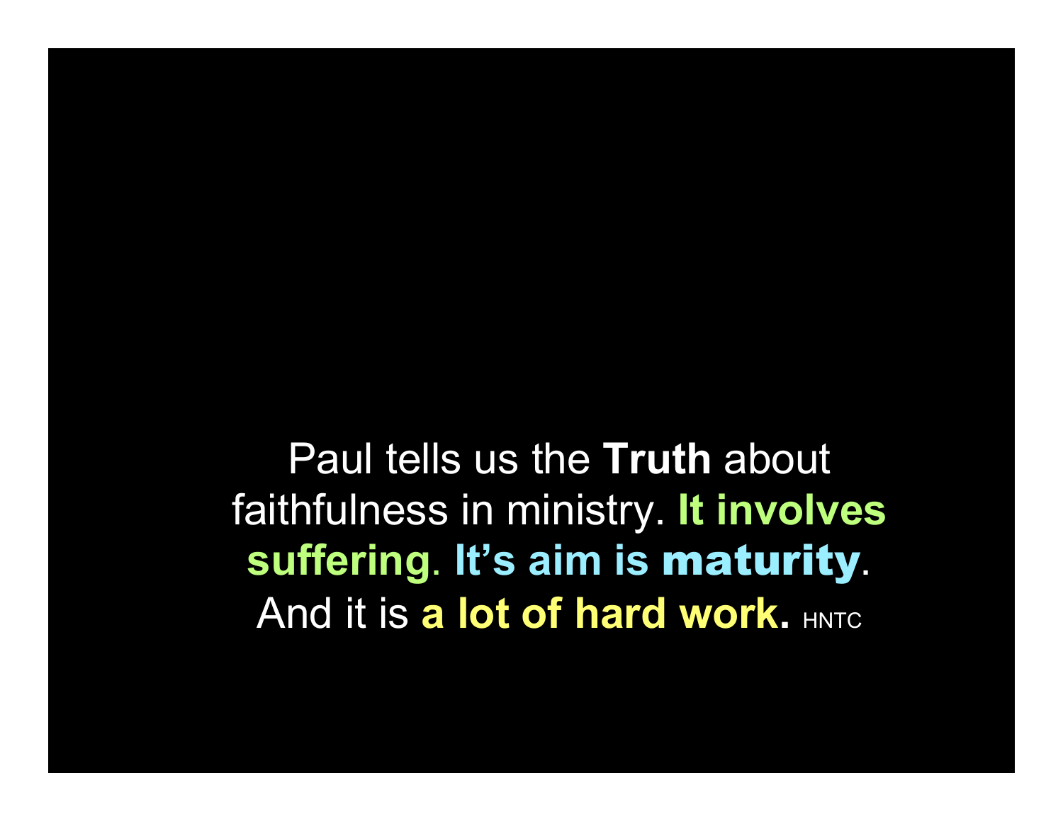Paul tells us the **Truth** about faithfulness in ministry. **It involves suffering**. **It's aim is maturity**. And it is **a lot of hard work.** HNTC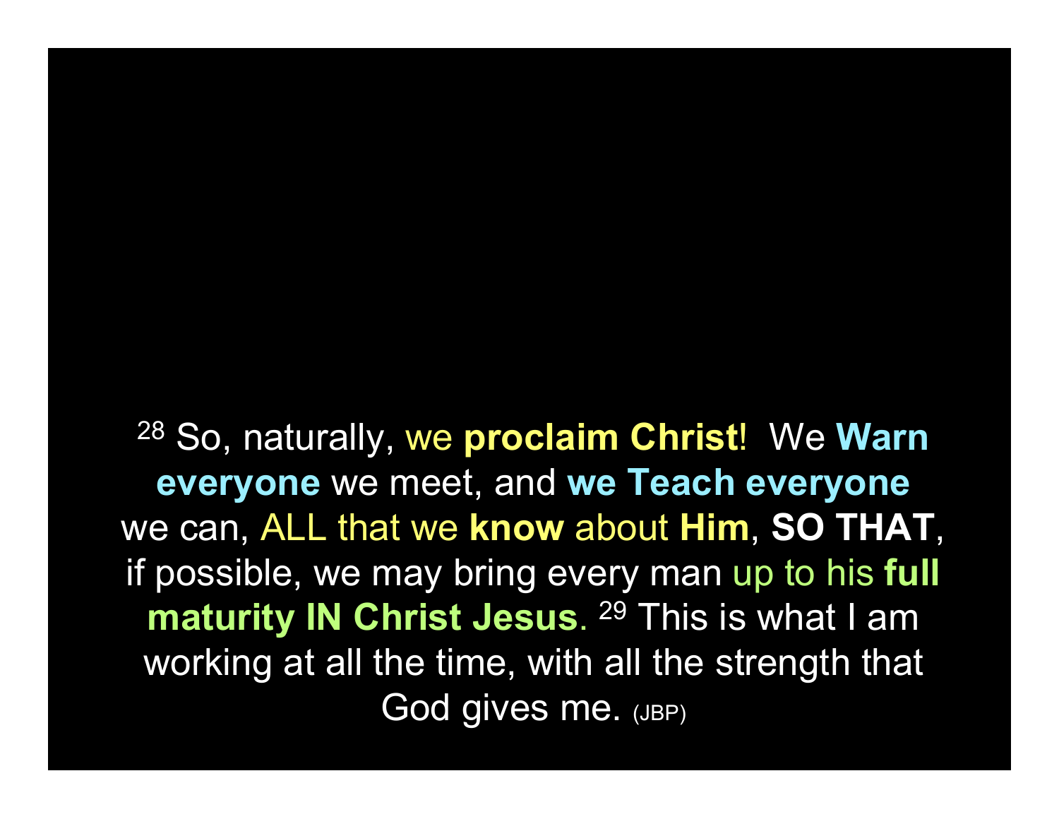[28] So, naturally, we **proclaim Christ**! We **Warn everyone** we meet, and **we Teach everyone** we can, ALL that we **know** about **Him**, **SO THAT**, if possible, we may bring every man up to his **full maturity IN Christ Jesus**. [29] This is what I am working at all the time, with all the strength that God gives me. (JBP)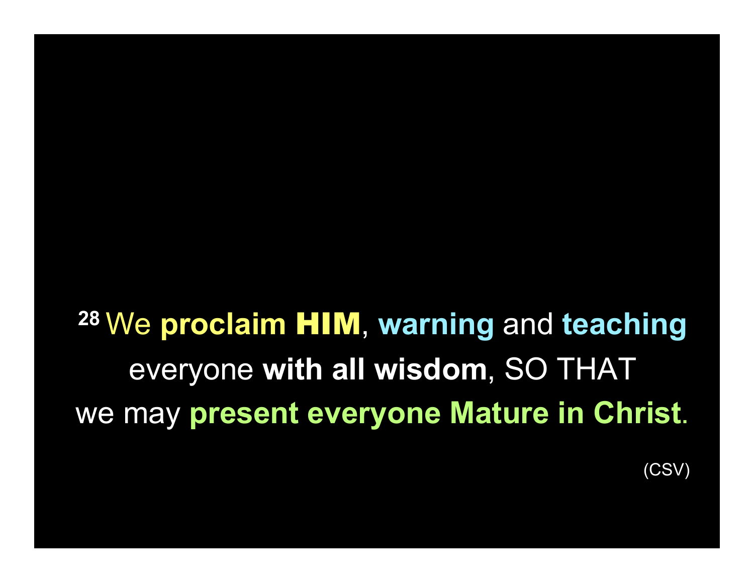[28] We **proclaim HIM**, **warning** and **teaching** everyone **with all wisdom**, SO THAT we may **present everyone Mature in Christ**.

(CSV)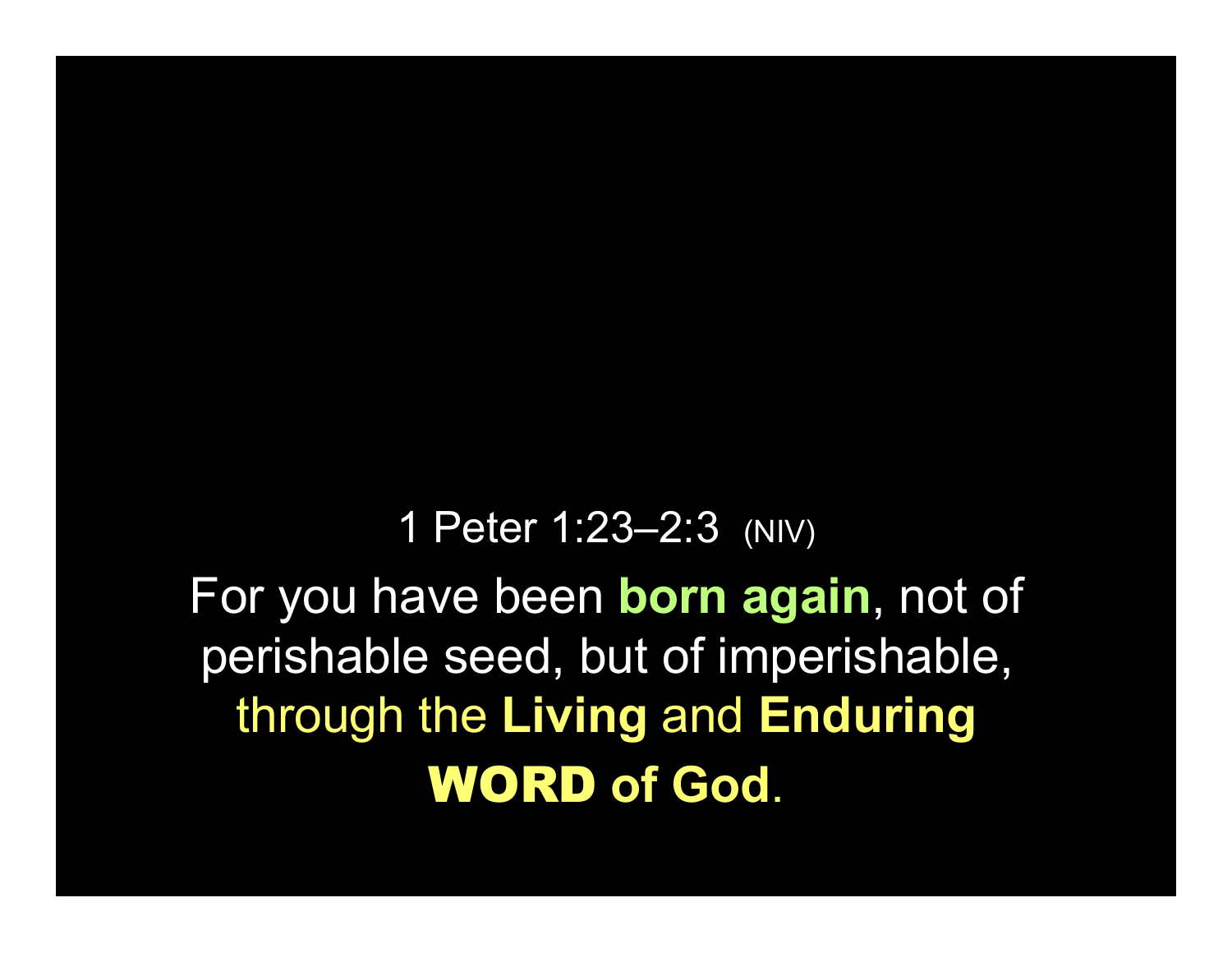1 Peter 1:23–2:3 (NIV)

For you have been **born again**, not of perishable seed, but of imperishable, through the **Living** and **Enduring** **WORD of God**.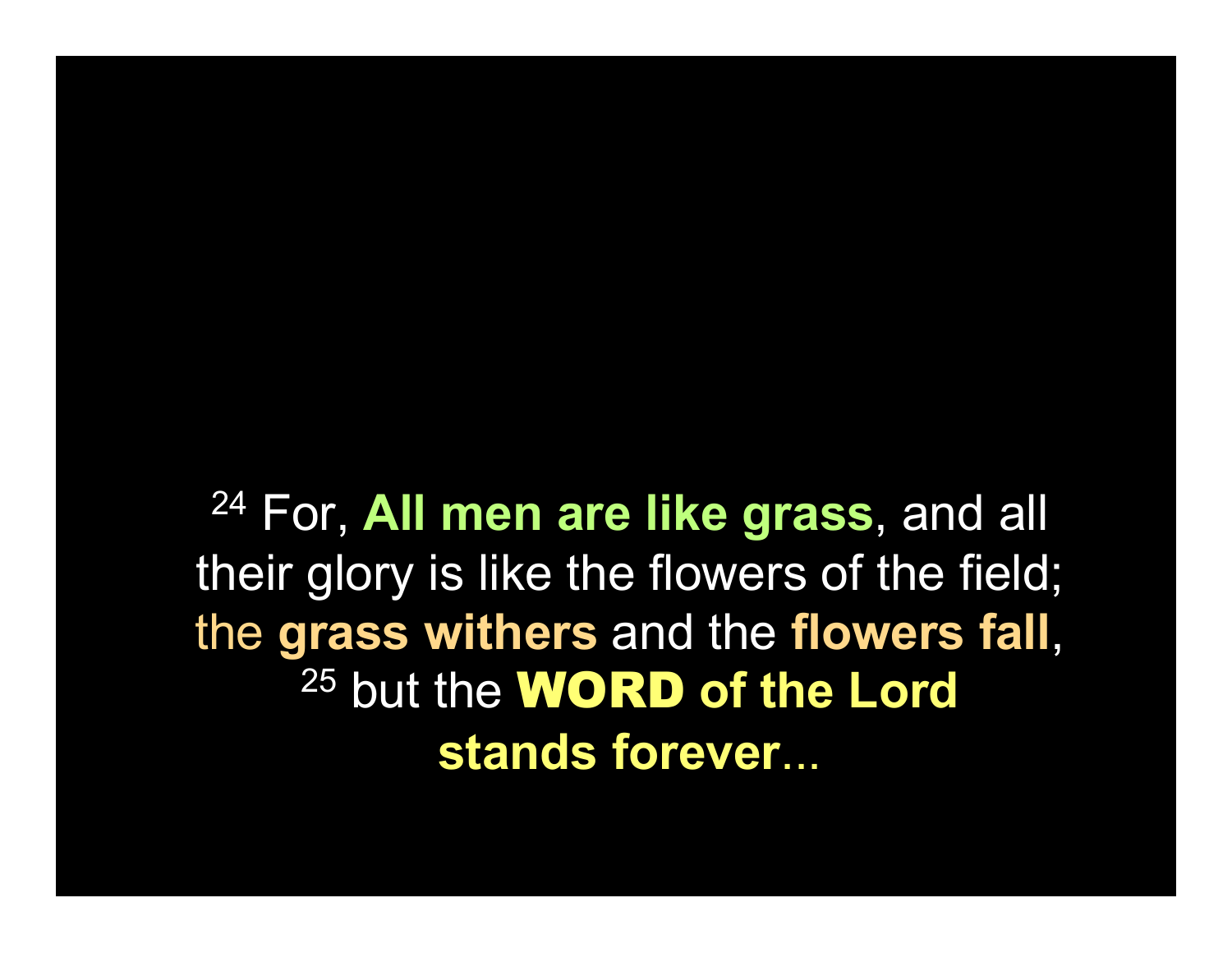[24] For, **All men are like grass**, and all their glory is like the flowers of the field; the **grass withers** and the **flowers fall**, [25] but the **WORD of the Lord stands forever**...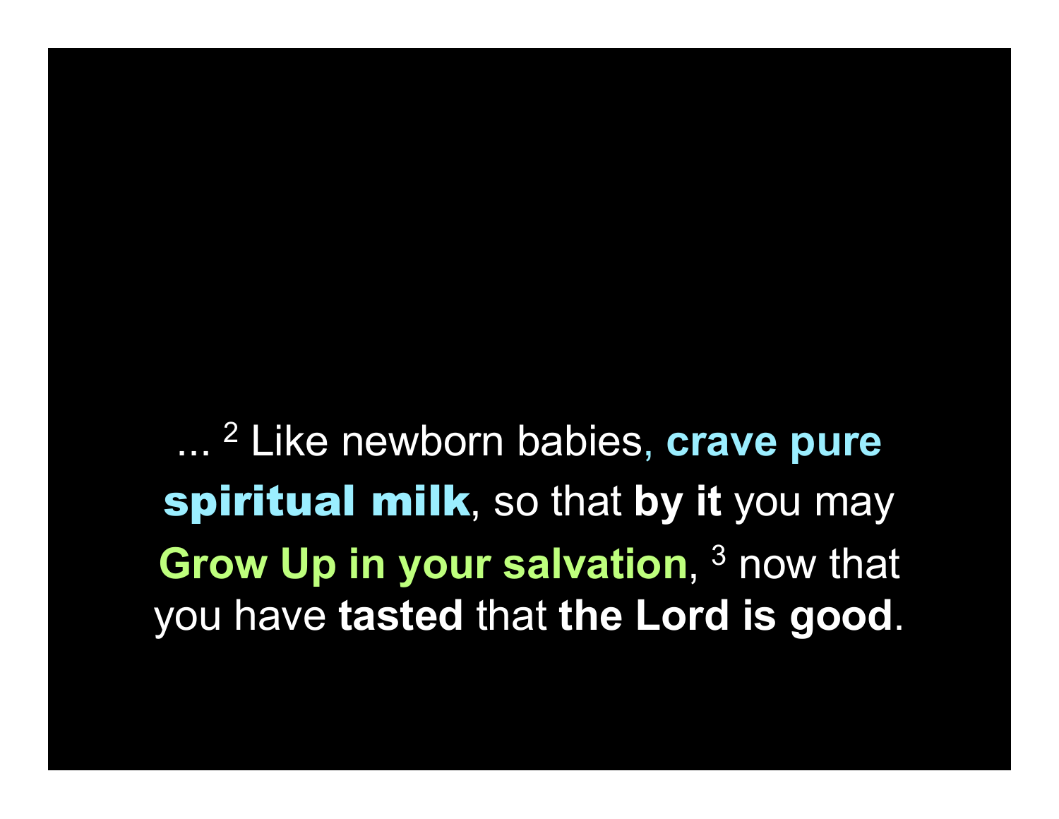... [2] Like newborn babies, **crave pure spiritual milk**, so that **by it** you may **Grow Up in your salvation**, [3] now that you have **tasted** that **the Lord is good**.